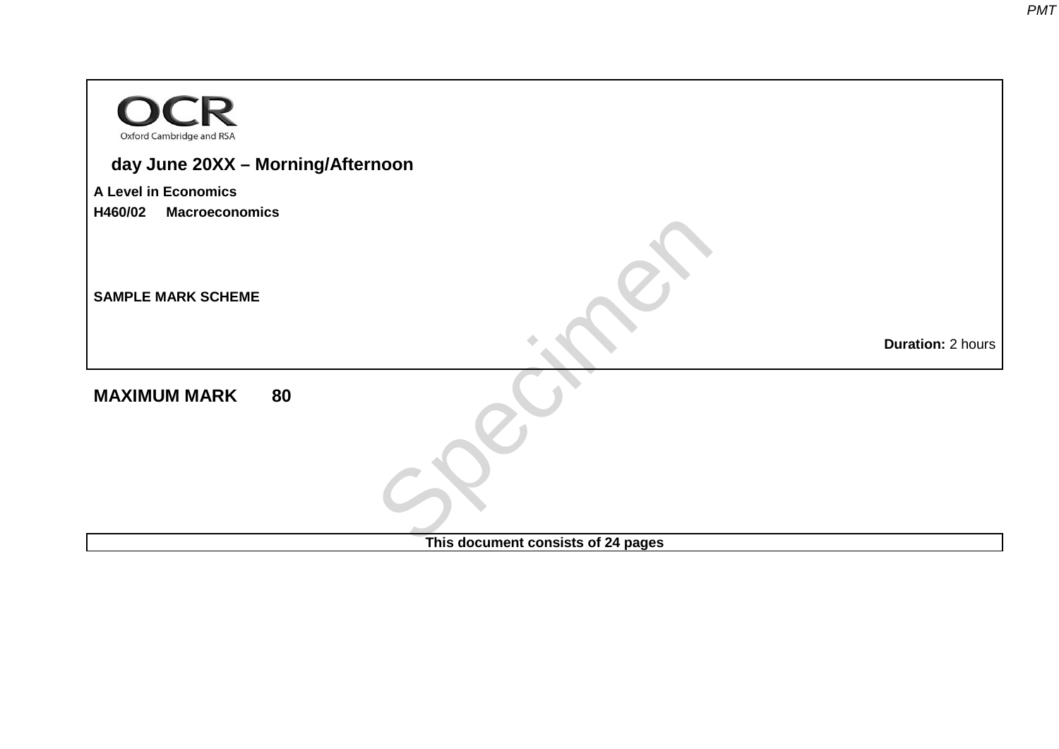OCR
Oxford Cambridge and RSA

**day June 20XX – Morning/Afternoon**

**A Level in Economics**

**H460/02 Macroeconomics**

**SAMPLE MARK SCHEME**

**Duration:** 2 hours

**MAXIMUM MARK 80**

Specimen

**This document consists of 24 pages**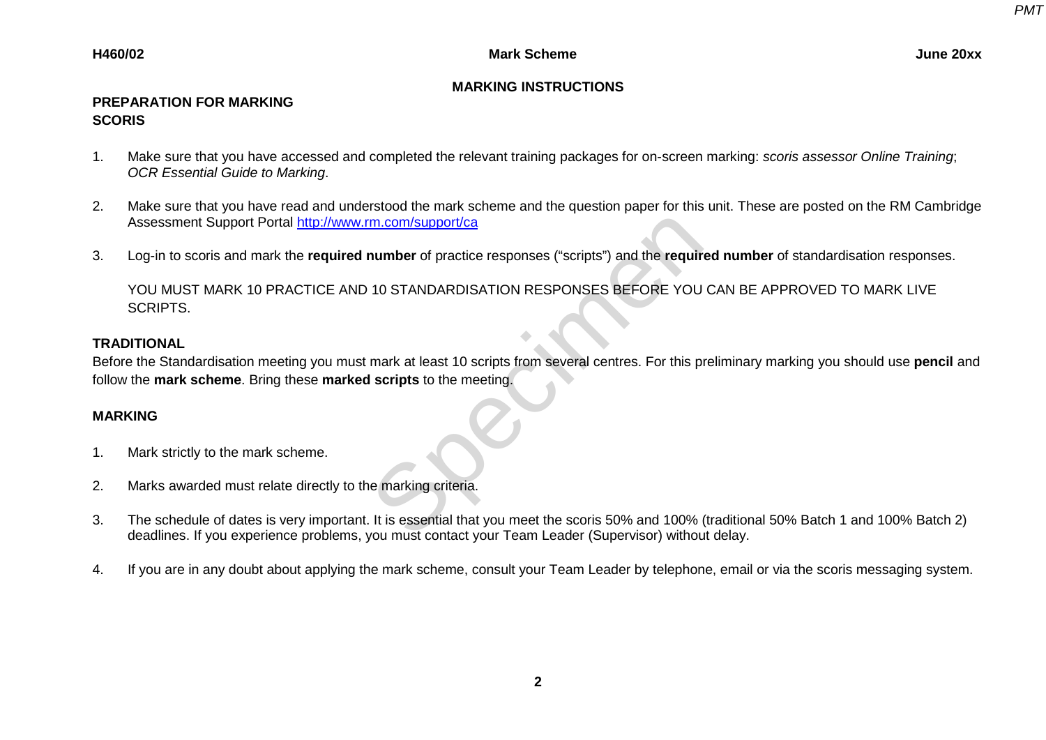## MARKING INSTRUCTIONS

### PREPARATION FOR MARKING
### SCORIS

1. Make sure that you have accessed and completed the relevant training packages for on-screen marking: *scoris assessor Online Training*; *OCR Essential Guide to Marking*.

2. Make sure that you have read and understood the mark scheme and the question paper for this unit. These are posted on the RM Cambridge Assessment Support Portal http://www.rm.com/support/ca

3. Log-in to scoris and mark the **required number** of practice responses ("scripts") and the **required number** of standardisation responses.

   YOU MUST MARK 10 PRACTICE AND 10 STANDARDISATION RESPONSES BEFORE YOU CAN BE APPROVED TO MARK LIVE SCRIPTS.

### TRADITIONAL

Before the Standardisation meeting you must mark at least 10 scripts from several centres. For this preliminary marking you should use **pencil** and follow the **mark scheme**. Bring these **marked scripts** to the meeting.

### MARKING

1. Mark strictly to the mark scheme.

2. Marks awarded must relate directly to the marking criteria.

3. The schedule of dates is very important. It is essential that you meet the scoris 50% and 100% (traditional 50% Batch 1 and 100% Batch 2) deadlines. If you experience problems, you must contact your Team Leader (Supervisor) without delay.

4. If you are in any doubt about applying the mark scheme, consult your Team Leader by telephone, email or via the scoris messaging system.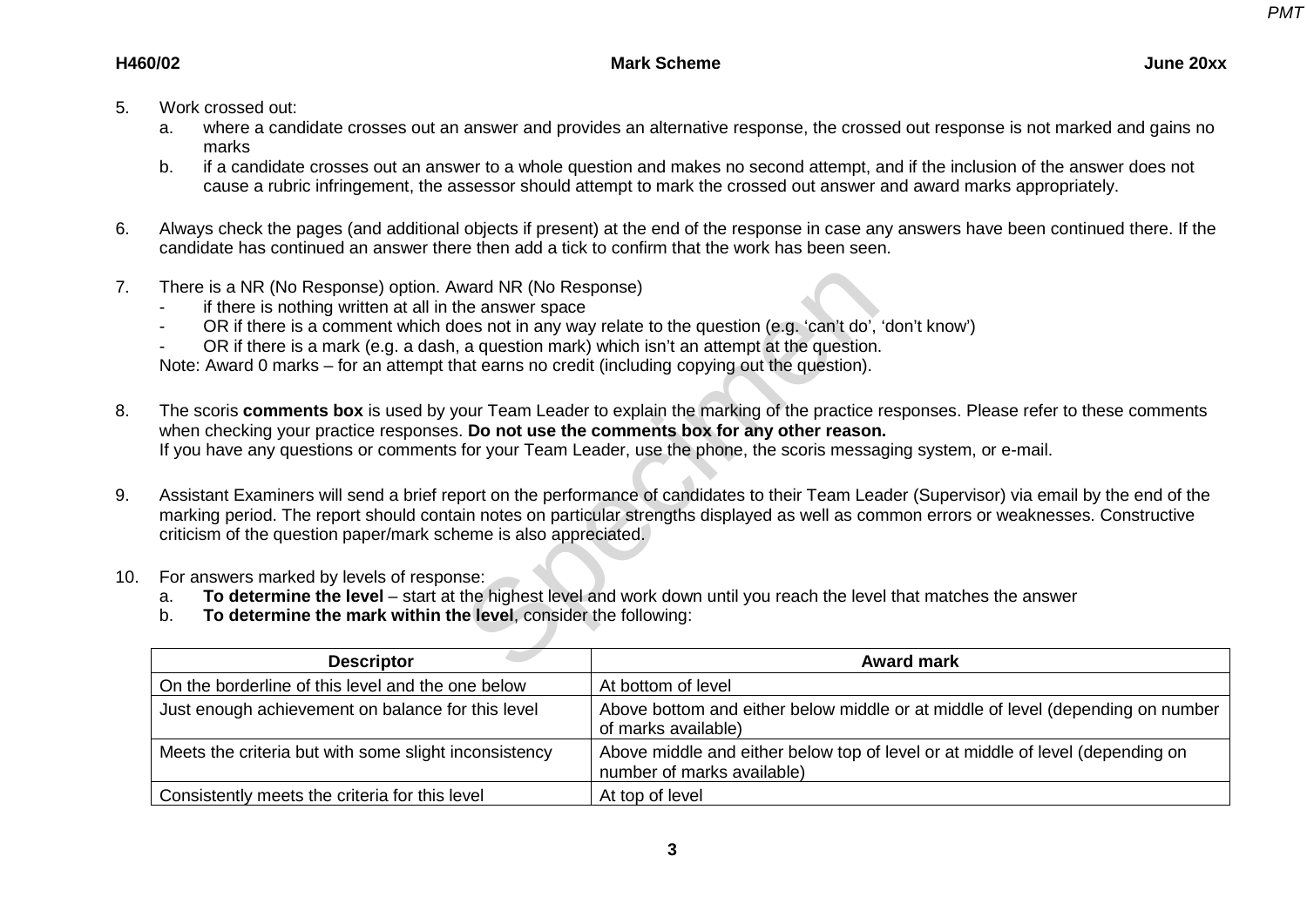5. Work crossed out:
   a. where a candidate crosses out an answer and provides an alternative response, the crossed out response is not marked and gains no marks
   b. if a candidate crosses out an answer to a whole question and makes no second attempt, and if the inclusion of the answer does not cause a rubric infringement, the assessor should attempt to mark the crossed out answer and award marks appropriately.

6. Always check the pages (and additional objects if present) at the end of the response in case any answers have been continued there. If the candidate has continued an answer there then add a tick to confirm that the work has been seen.

7. There is a NR (No Response) option. Award NR (No Response)
   - if there is nothing written at all in the answer space
   - OR if there is a comment which does not in any way relate to the question (e.g. 'can't do', 'don't know')
   - OR if there is a mark (e.g. a dash, a question mark) which isn't an attempt at the question.

   Note: Award 0 marks – for an attempt that earns no credit (including copying out the question).

8. The scoris **comments box** is used by your Team Leader to explain the marking of the practice responses. Please refer to these comments when checking your practice responses. **Do not use the comments box for any other reason.**
   If you have any questions or comments for your Team Leader, use the phone, the scoris messaging system, or e-mail.

9. Assistant Examiners will send a brief report on the performance of candidates to their Team Leader (Supervisor) via email by the end of the marking period. The report should contain notes on particular strengths displayed as well as common errors or weaknesses. Constructive criticism of the question paper/mark scheme is also appreciated.

10. For answers marked by levels of response:
    a. **To determine the level** – start at the highest level and work down until you reach the level that matches the answer
    b. **To determine the mark within the level**, consider the following:

| Descriptor | Award mark |
|---|---|
| On the borderline of this level and the one below | At bottom of level |
| Just enough achievement on balance for this level | Above bottom and either below middle or at middle of level (depending on number of marks available) |
| Meets the criteria but with some slight inconsistency | Above middle and either below top of level or at middle of level (depending on number of marks available) |
| Consistently meets the criteria for this level | At top of level |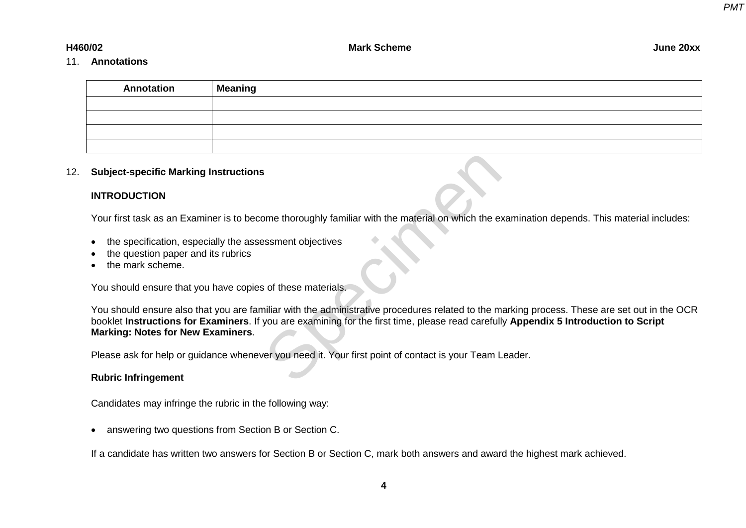11. **Annotations**

| Annotation | Meaning |
|---|---|
| | |
| | |
| | |
| | |

12. **Subject-specific Marking Instructions**

**INTRODUCTION**

Your first task as an Examiner is to become thoroughly familiar with the material on which the examination depends. This material includes:

- the specification, especially the assessment objectives
- the question paper and its rubrics
- the mark scheme.

You should ensure that you have copies of these materials.

You should ensure also that you are familiar with the administrative procedures related to the marking process. These are set out in the OCR booklet **Instructions for Examiners**. If you are examining for the first time, please read carefully **Appendix 5 Introduction to Script Marking: Notes for New Examiners**.

Please ask for help or guidance whenever you need it. Your first point of contact is your Team Leader.

**Rubric Infringement**

Candidates may infringe the rubric in the following way:

- answering two questions from Section B or Section C.

If a candidate has written two answers for Section B or Section C, mark both answers and award the highest mark achieved.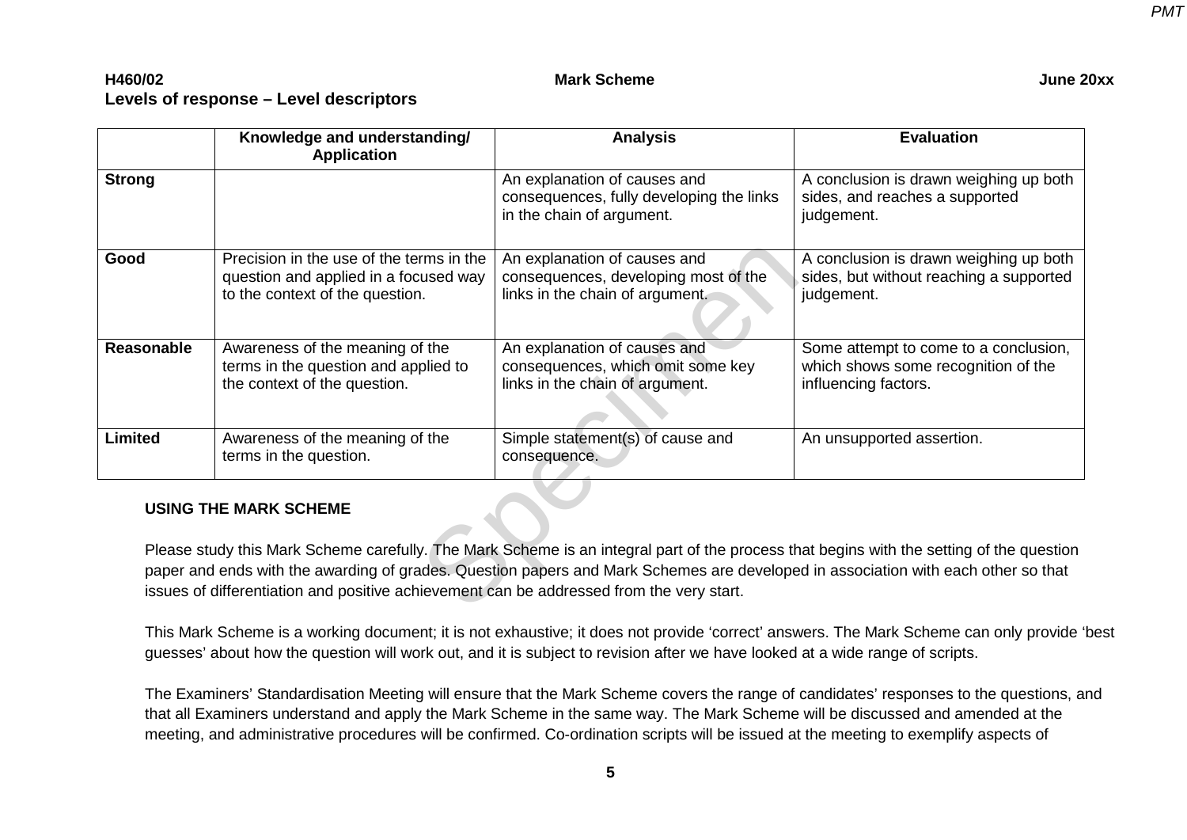## Levels of response – Level descriptors

| | Knowledge and understanding/ Application | Analysis | Evaluation |
|---|---|---|---|
| **Strong** | | An explanation of causes and consequences, fully developing the links in the chain of argument. | A conclusion is drawn weighing up both sides, and reaches a supported judgement. |
| **Good** | Precision in the use of the terms in the question and applied in a focused way to the context of the question. | An explanation of causes and consequences, developing most of the links in the chain of argument. | A conclusion is drawn weighing up both sides, but without reaching a supported judgement. |
| **Reasonable** | Awareness of the meaning of the terms in the question and applied to the context of the question. | An explanation of causes and consequences, which omit some key links in the chain of argument. | Some attempt to come to a conclusion, which shows some recognition of the influencing factors. |
| **Limited** | Awareness of the meaning of the terms in the question. | Simple statement(s) of cause and consequence. | An unsupported assertion. |

### USING THE MARK SCHEME

Please study this Mark Scheme carefully. The Mark Scheme is an integral part of the process that begins with the setting of the question paper and ends with the awarding of grades. Question papers and Mark Schemes are developed in association with each other so that issues of differentiation and positive achievement can be addressed from the very start.

This Mark Scheme is a working document; it is not exhaustive; it does not provide 'correct' answers. The Mark Scheme can only provide 'best guesses' about how the question will work out, and it is subject to revision after we have looked at a wide range of scripts.

The Examiners' Standardisation Meeting will ensure that the Mark Scheme covers the range of candidates' responses to the questions, and that all Examiners understand and apply the Mark Scheme in the same way. The Mark Scheme will be discussed and amended at the meeting, and administrative procedures will be confirmed. Co-ordination scripts will be issued at the meeting to exemplify aspects of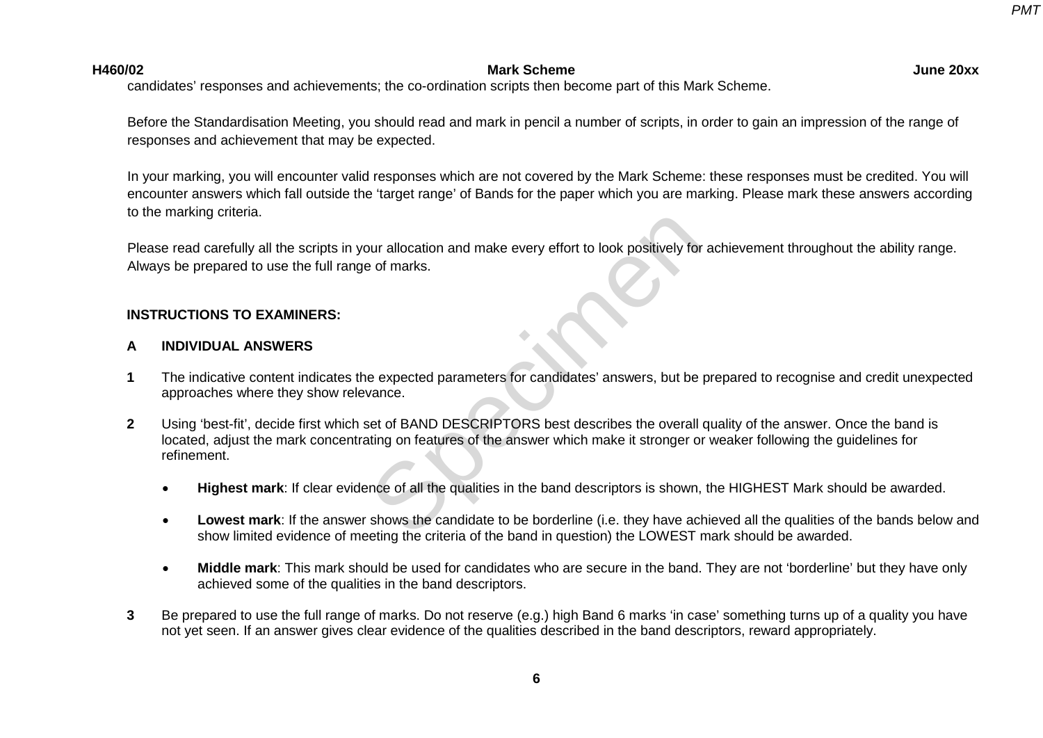candidates' responses and achievements; the co-ordination scripts then become part of this Mark Scheme.

Before the Standardisation Meeting, you should read and mark in pencil a number of scripts, in order to gain an impression of the range of responses and achievement that may be expected.

In your marking, you will encounter valid responses which are not covered by the Mark Scheme: these responses must be credited. You will encounter answers which fall outside the 'target range' of Bands for the paper which you are marking. Please mark these answers according to the marking criteria.

Please read carefully all the scripts in your allocation and make every effort to look positively for achievement throughout the ability range. Always be prepared to use the full range of marks.

**INSTRUCTIONS TO EXAMINERS:**

**A INDIVIDUAL ANSWERS**

**1** The indicative content indicates the expected parameters for candidates' answers, but be prepared to recognise and credit unexpected approaches where they show relevance.

**2** Using 'best-fit', decide first which set of BAND DESCRIPTORS best describes the overall quality of the answer. Once the band is located, adjust the mark concentrating on features of the answer which make it stronger or weaker following the guidelines for refinement.

- **Highest mark**: If clear evidence of all the qualities in the band descriptors is shown, the HIGHEST Mark should be awarded.
- **Lowest mark**: If the answer shows the candidate to be borderline (i.e. they have achieved all the qualities of the bands below and show limited evidence of meeting the criteria of the band in question) the LOWEST mark should be awarded.
- **Middle mark**: This mark should be used for candidates who are secure in the band. They are not 'borderline' but they have only achieved some of the qualities in the band descriptors.

**3** Be prepared to use the full range of marks. Do not reserve (e.g.) high Band 6 marks 'in case' something turns up of a quality you have not yet seen. If an answer gives clear evidence of the qualities described in the band descriptors, reward appropriately.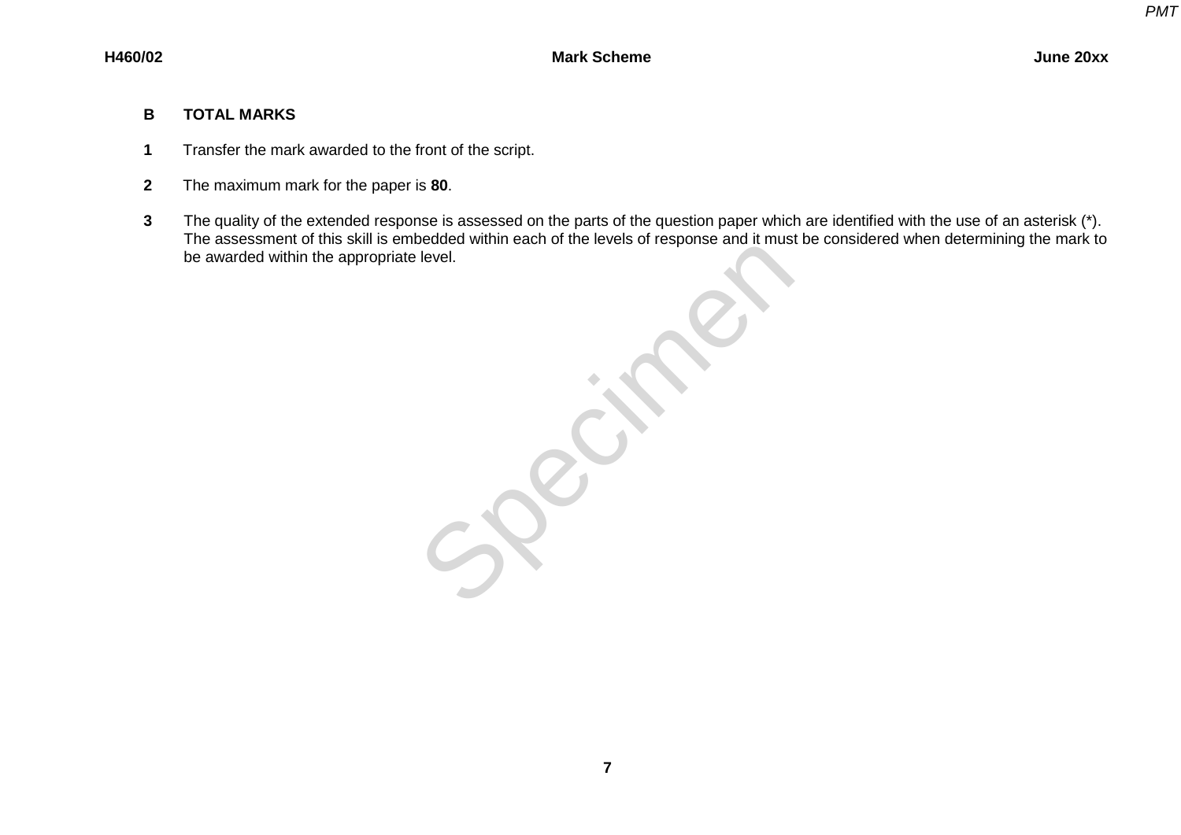## B TOTAL MARKS

1. Transfer the mark awarded to the front of the script.

2. The maximum mark for the paper is **80**.

3. The quality of the extended response is assessed on the parts of the question paper which are identified with the use of an asterisk (*). The assessment of this skill is embedded within each of the levels of response and it must be considered when determining the mark to be awarded within the appropriate level.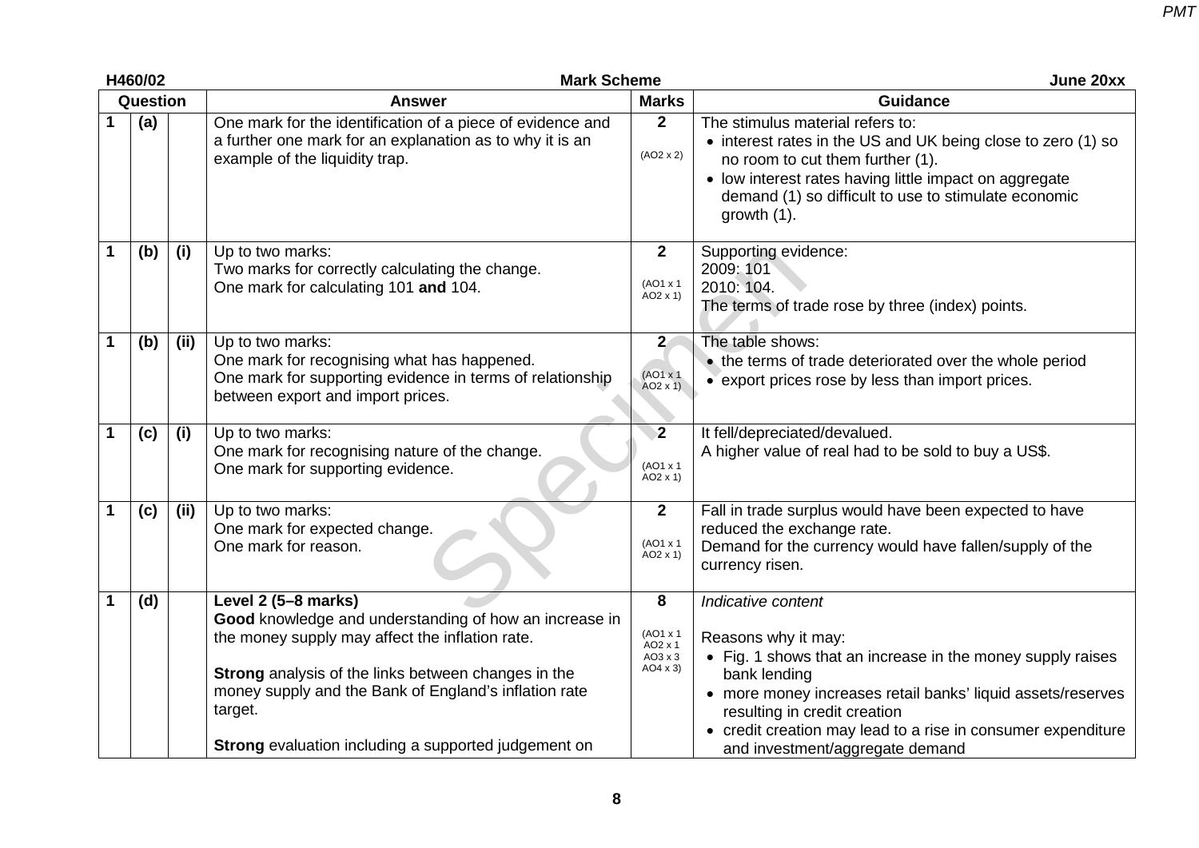| Question | | | Answer | Marks | Guidance |
|---|---|---|---|---|---|
| 1 | (a) | | One mark for the identification of a piece of evidence and a further one mark for an explanation as to why it is an example of the liquidity trap. | 2<br><br>(AO2 x 2) | The stimulus material refers to:<br>• interest rates in the US and UK being close to zero (1) so no room to cut them further (1).<br>• low interest rates having little impact on aggregate demand (1) so difficult to use to stimulate economic growth (1). |
| 1 | (b) | (i) | Up to two marks:<br>Two marks for correctly calculating the change.<br>One mark for calculating 101 **and** 104. | 2<br><br>(AO1 x 1 AO2 x 1) | Supporting evidence:<br>2009: 101<br>2010: 104.<br>The terms of trade rose by three (index) points. |
| 1 | (b) | (ii) | Up to two marks:<br>One mark for recognising what has happened.<br>One mark for supporting evidence in terms of relationship between export and import prices. | 2<br><br>(AO1 x 1 AO2 x 1) | The table shows:<br>• the terms of trade deteriorated over the whole period<br>• export prices rose by less than import prices. |
| 1 | (c) | (i) | Up to two marks:<br>One mark for recognising nature of the change.<br>One mark for supporting evidence. | 2<br><br>(AO1 x 1 AO2 x 1) | It fell/depreciated/devalued.<br>A higher value of real had to be sold to buy a US$. |
| 1 | (c) | (ii) | Up to two marks:<br>One mark for expected change.<br>One mark for reason. | 2<br><br>(AO1 x 1 AO2 x 1) | Fall in trade surplus would have been expected to have reduced the exchange rate.<br>Demand for the currency would have fallen/supply of the currency risen. |
| 1 | (d) | | **Level 2 (5–8 marks)**<br>**Good** knowledge and understanding of how an increase in the money supply may affect the inflation rate.<br><br>**Strong** analysis of the links between changes in the money supply and the Bank of England's inflation rate target.<br><br>**Strong** evaluation including a supported judgement on | 8<br><br>(AO1 x 1 AO2 x 1 AO3 x 3 AO4 x 3) | *Indicative content*<br><br>Reasons why it may:<br>• Fig. 1 shows that an increase in the money supply raises bank lending<br>• more money increases retail banks' liquid assets/reserves resulting in credit creation<br>• credit creation may lead to a rise in consumer expenditure and investment/aggregate demand |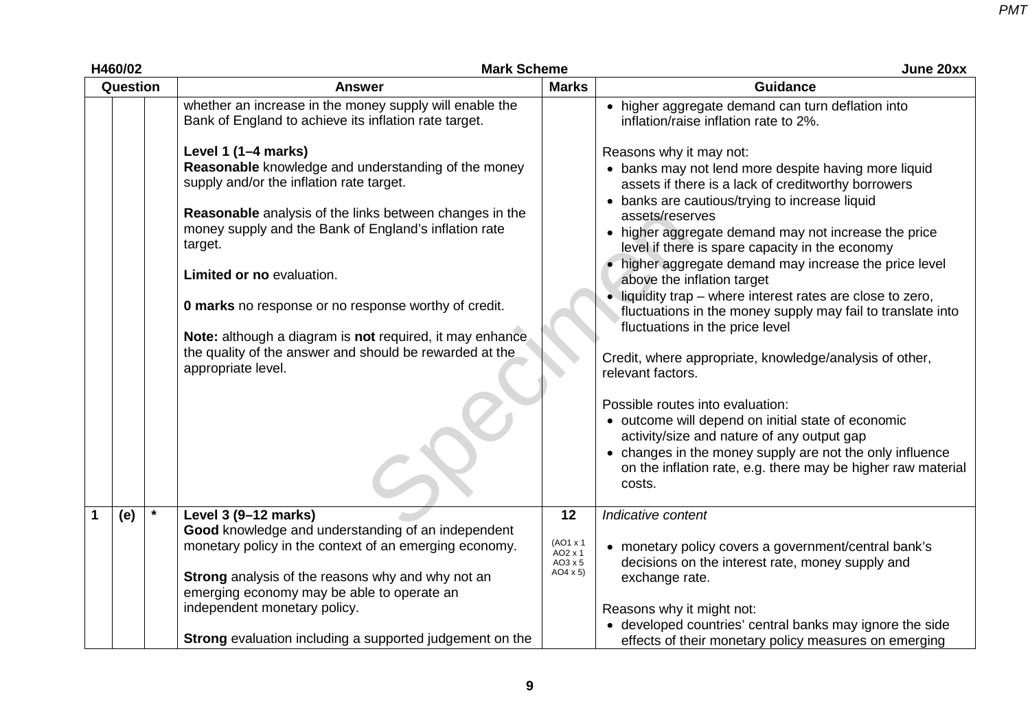| Question | | | Answer | Marks | Guidance |
|---|---|---|---|---|---|
| | | | whether an increase in the money supply will enable the Bank of England to achieve its inflation rate target.<br><br>**Level 1 (1–4 marks)**<br>**Reasonable** knowledge and understanding of the money supply and/or the inflation rate target.<br><br>**Reasonable** analysis of the links between changes in the money supply and the Bank of England's inflation rate target.<br><br>**Limited or no** evaluation.<br><br>**0 marks** no response or no response worthy of credit.<br><br>**Note:** although a diagram is **not** required, it may enhance the quality of the answer and should be rewarded at the appropriate level. | | • higher aggregate demand can turn deflation into inflation/raise inflation rate to 2%.<br><br>Reasons why it may not:<br>• banks may not lend more despite having more liquid assets if there is a lack of creditworthy borrowers<br>• banks are cautious/trying to increase liquid assets/reserves<br>• higher aggregate demand may not increase the price level if there is spare capacity in the economy<br>• higher aggregate demand may increase the price level above the inflation target<br>• liquidity trap – where interest rates are close to zero, fluctuations in the money supply may fail to translate into fluctuations in the price level<br><br>Credit, where appropriate, knowledge/analysis of other, relevant factors.<br><br>Possible routes into evaluation:<br>• outcome will depend on initial state of economic activity/size and nature of any output gap<br>• changes in the money supply are not the only influence on the inflation rate, e.g. there may be higher raw material costs. |
| 1 | (e) | * | **Level 3 (9–12 marks)**<br>**Good** knowledge and understanding of an independent monetary policy in the context of an emerging economy.<br><br>**Strong** analysis of the reasons why and why not an emerging economy may be able to operate an independent monetary policy.<br><br>**Strong** evaluation including a supported judgement on the | 12<br><br>(AO1 x 1<br>AO2 x 1<br>AO3 x 5<br>AO4 x 5) | *Indicative content*<br><br>• monetary policy covers a government/central bank's decisions on the interest rate, money supply and exchange rate.<br><br>Reasons why it might not:<br>• developed countries' central banks may ignore the side effects of their monetary policy measures on emerging |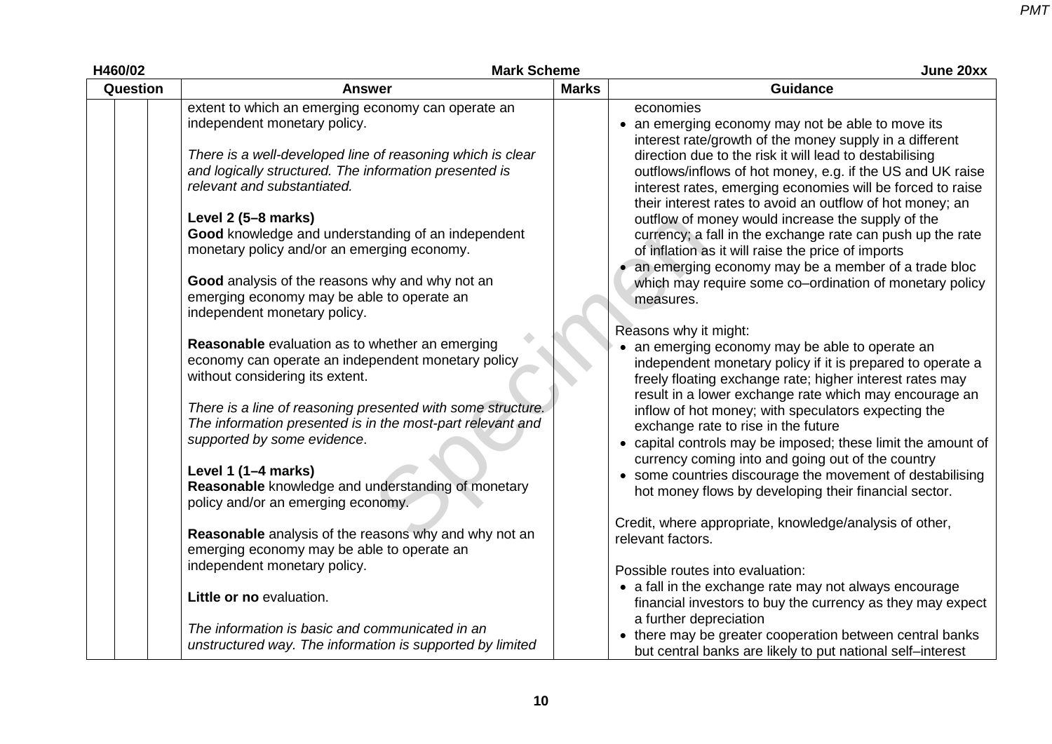| Question | | | Answer | Marks | Guidance |
|---|---|---|---|---|---|
| | | | extent to which an emerging economy can operate an independent monetary policy.<br><br>*There is a well-developed line of reasoning which is clear and logically structured. The information presented is relevant and substantiated.*<br><br>**Level 2 (5–8 marks)**<br>**Good** knowledge and understanding of an independent monetary policy and/or an emerging economy.<br><br>**Good** analysis of the reasons why and why not an emerging economy may be able to operate an independent monetary policy.<br><br>**Reasonable** evaluation as to whether an emerging economy can operate an independent monetary policy without considering its extent.<br><br>*There is a line of reasoning presented with some structure. The information presented is in the most-part relevant and supported by some evidence.*<br><br>**Level 1 (1–4 marks)**<br>**Reasonable** knowledge and understanding of monetary policy and/or an emerging economy.<br><br>**Reasonable** analysis of the reasons why and why not an emerging economy may be able to operate an independent monetary policy.<br><br>**Little or no** evaluation.<br><br>*The information is basic and communicated in an unstructured way. The information is supported by limited* | | economies<br>• an emerging economy may not be able to move its interest rate/growth of the money supply in a different direction due to the risk it will lead to destabilising outflows/inflows of hot money, e.g. if the US and UK raise interest rates, emerging economies will be forced to raise their interest rates to avoid an outflow of hot money; an outflow of money would increase the supply of the currency; a fall in the exchange rate can push up the rate of inflation as it will raise the price of imports<br>• an emerging economy may be a member of a trade bloc which may require some co–ordination of monetary policy measures.<br><br>Reasons why it might:<br>• an emerging economy may be able to operate an independent monetary policy if it is prepared to operate a freely floating exchange rate; higher interest rates may result in a lower exchange rate which may encourage an inflow of hot money; with speculators expecting the exchange rate to rise in the future<br>• capital controls may be imposed; these limit the amount of currency coming into and going out of the country<br>• some countries discourage the movement of destabilising hot money flows by developing their financial sector.<br><br>Credit, where appropriate, knowledge/analysis of other, relevant factors.<br><br>Possible routes into evaluation:<br>• a fall in the exchange rate may not always encourage financial investors to buy the currency as they may expect a further depreciation<br>• there may be greater cooperation between central banks but central banks are likely to put national self–interest |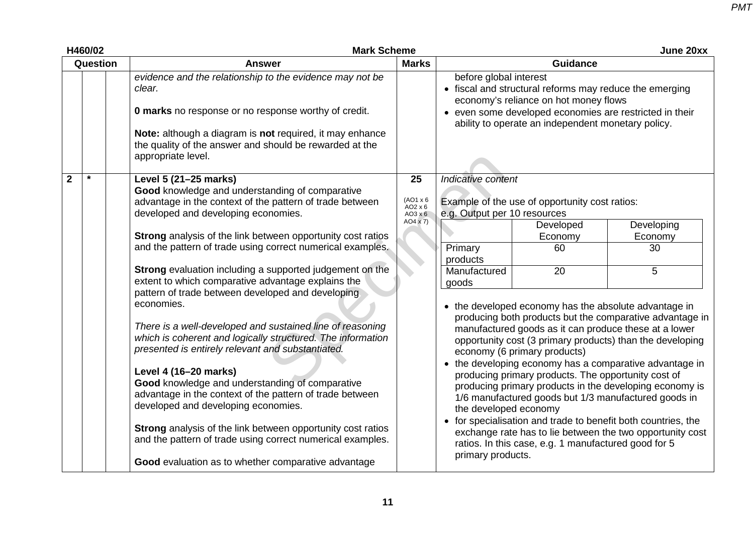| Question | | | Answer | Marks | Guidance |
|---|---|---|---|---|---|
| | | | *evidence and the relationship to the evidence may not be clear.*<br><br>**0 marks** no response or no response worthy of credit.<br><br>**Note:** although a diagram is **not** required, it may enhance the quality of the answer and should be rewarded at the appropriate level. | | before global interest<br>• fiscal and structural reforms may reduce the emerging economy's reliance on hot money flows<br>• even some developed economies are restricted in their ability to operate an independent monetary policy. |
| 2 | * | | **Level 5 (21–25 marks)**<br>**Good** knowledge and understanding of comparative advantage in the context of the pattern of trade between developed and developing economies.<br><br>**Strong** analysis of the link between opportunity cost ratios and the pattern of trade using correct numerical examples.<br><br>**Strong** evaluation including a supported judgement on the extent to which comparative advantage explains the pattern of trade between developed and developing economies.<br><br>*There is a well-developed and sustained line of reasoning which is coherent and logically structured. The information presented is entirely relevant and substantiated.*<br><br>**Level 4 (16–20 marks)**<br>**Good** knowledge and understanding of comparative advantage in the context of the pattern of trade between developed and developing economies.<br><br>**Strong** analysis of the link between opportunity cost ratios and the pattern of trade using correct numerical examples.<br><br>**Good** evaluation as to whether comparative advantage | 25<br><br>(AO1 x 6<br>AO2 x 6<br>AO3 x 6<br>AO4 x 7) | *Indicative content*<br><br>Example of the use of opportunity cost ratios:<br>e.g. Output per 10 resources<br><br>(see table below)<br><br>• the developed economy has the absolute advantage in producing both products but the comparative advantage in manufactured goods as it can produce these at a lower opportunity cost (3 primary products) than the developing economy (6 primary products)<br>• the developing economy has a comparative advantage in producing primary products. The opportunity cost of producing primary products in the developing economy is 1/6 manufactured goods but 1/3 manufactured goods in the developed economy<br>• for specialisation and trade to benefit both countries, the exchange rate has to lie between the two opportunity cost ratios. In this case, e.g. 1 manufactured good for 5 primary products. |

| | Developed Economy | Developing Economy |
|---|---|---|
| Primary products | 60 | 30 |
| Manufactured goods | 20 | 5 |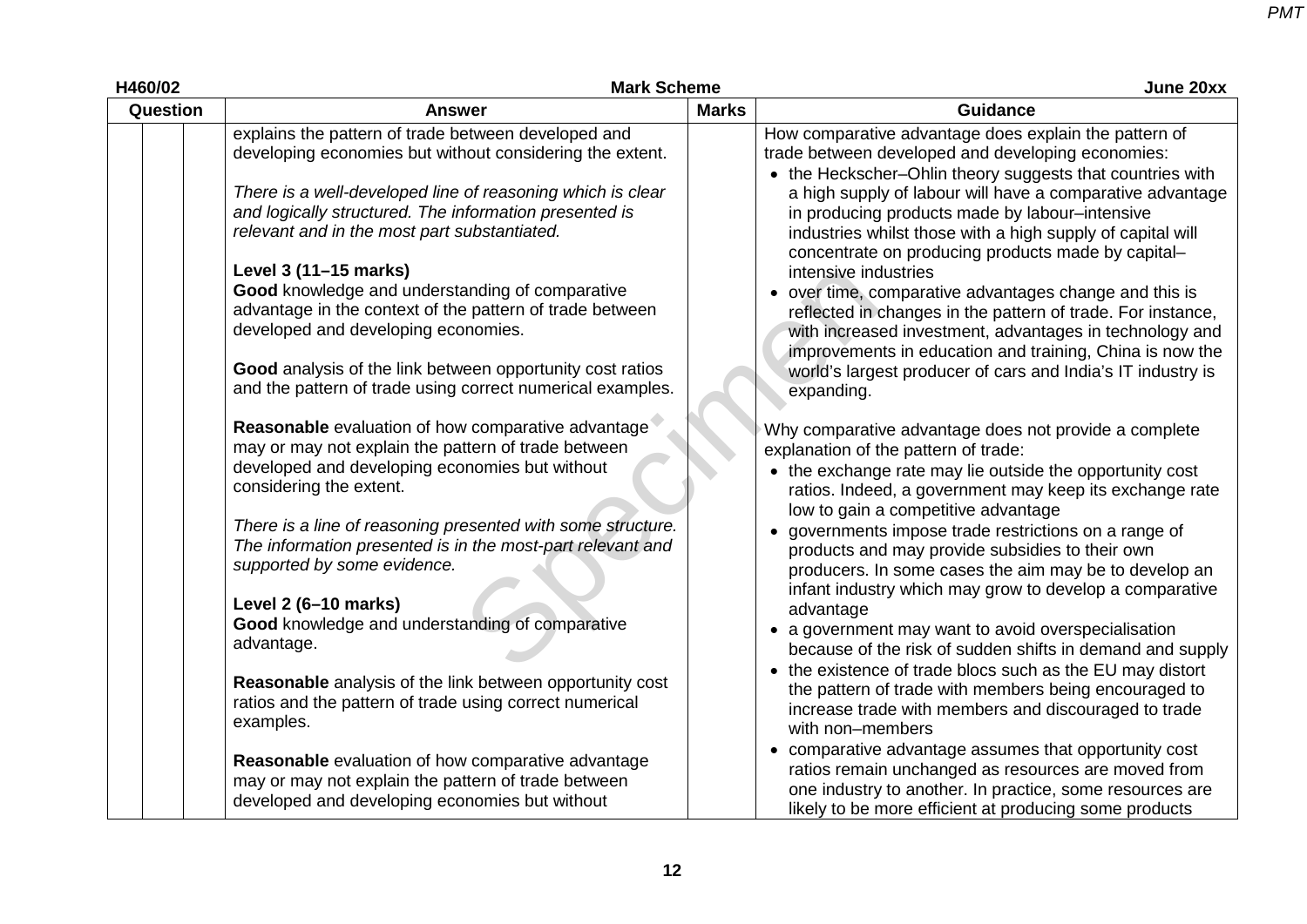| Question | | | Answer | Marks | Guidance |
|---|---|---|---|---|---|
| | | | explains the pattern of trade between developed and developing economies but without considering the extent.<br><br>*There is a well-developed line of reasoning which is clear and logically structured. The information presented is relevant and in the most part substantiated.*<br><br>**Level 3 (11–15 marks)**<br>**Good** knowledge and understanding of comparative advantage in the context of the pattern of trade between developed and developing economies.<br><br>**Good** analysis of the link between opportunity cost ratios and the pattern of trade using correct numerical examples.<br><br>**Reasonable** evaluation of how comparative advantage may or may not explain the pattern of trade between developed and developing economies but without considering the extent.<br><br>*There is a line of reasoning presented with some structure. The information presented is in the most-part relevant and supported by some evidence.*<br><br>**Level 2 (6–10 marks)**<br>**Good** knowledge and understanding of comparative advantage.<br><br>**Reasonable** analysis of the link between opportunity cost ratios and the pattern of trade using correct numerical examples.<br><br>**Reasonable** evaluation of how comparative advantage may or may not explain the pattern of trade between developed and developing economies but without | | How comparative advantage does explain the pattern of trade between developed and developing economies:<br>• the Heckscher–Ohlin theory suggests that countries with a high supply of labour will have a comparative advantage in producing products made by labour–intensive industries whilst those with a high supply of capital will concentrate on producing products made by capital–intensive industries<br>• over time, comparative advantages change and this is reflected in changes in the pattern of trade. For instance, with increased investment, advantages in technology and improvements in education and training, China is now the world's largest producer of cars and India's IT industry is expanding.<br><br>Why comparative advantage does not provide a complete explanation of the pattern of trade:<br>• the exchange rate may lie outside the opportunity cost ratios. Indeed, a government may keep its exchange rate low to gain a competitive advantage<br>• governments impose trade restrictions on a range of products and may provide subsidies to their own producers. In some cases the aim may be to develop an infant industry which may grow to develop a comparative advantage<br>• a government may want to avoid overspecialisation because of the risk of sudden shifts in demand and supply<br>• the existence of trade blocs such as the EU may distort the pattern of trade with members being encouraged to increase trade with members and discouraged to trade with non–members<br>• comparative advantage assumes that opportunity cost ratios remain unchanged as resources are moved from one industry to another. In practice, some resources are likely to be more efficient at producing some products |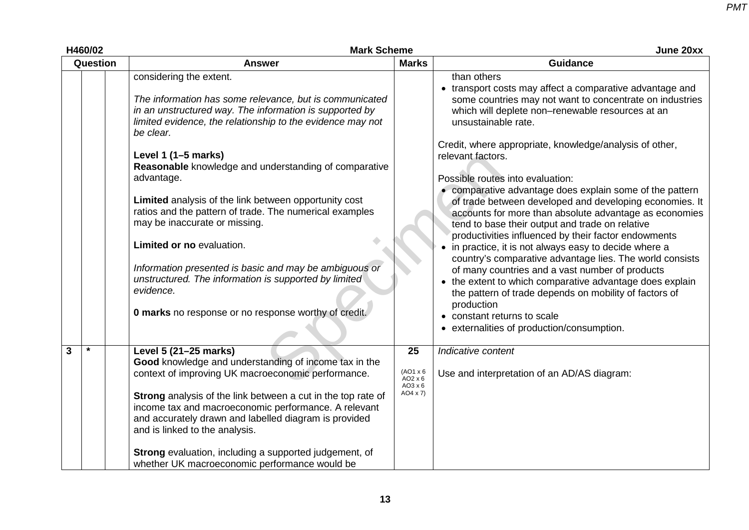| Question | | | Answer | Marks | Guidance |
|---|---|---|---|---|---|
| | | | considering the extent.<br><br>*The information has some relevance, but is communicated in an unstructured way. The information is supported by limited evidence, the relationship to the evidence may not be clear.*<br><br>**Level 1 (1–5 marks)**<br>**Reasonable** knowledge and understanding of comparative advantage.<br><br>**Limited** analysis of the link between opportunity cost ratios and the pattern of trade. The numerical examples may be inaccurate or missing.<br><br>**Limited or no** evaluation.<br><br>*Information presented is basic and may be ambiguous or unstructured. The information is supported by limited evidence.*<br><br>**0 marks** no response or no response worthy of credit. | | than others<br>• transport costs may affect a comparative advantage and some countries may not want to concentrate on industries which will deplete non–renewable resources at an unsustainable rate.<br><br>Credit, where appropriate, knowledge/analysis of other, relevant factors.<br><br>Possible routes into evaluation:<br>• comparative advantage does explain some of the pattern of trade between developed and developing economies. It accounts for more than absolute advantage as economies tend to base their output and trade on relative productivities influenced by their factor endowments<br>• in practice, it is not always easy to decide where a country's comparative advantage lies. The world consists of many countries and a vast number of products<br>• the extent to which comparative advantage does explain the pattern of trade depends on mobility of factors of production<br>• constant returns to scale<br>• externalities of production/consumption. |
| 3 | * | | **Level 5 (21–25 marks)**<br>**Good** knowledge and understanding of income tax in the context of improving UK macroeconomic performance.<br><br>**Strong** analysis of the link between a cut in the top rate of income tax and macroeconomic performance. A relevant and accurately drawn and labelled diagram is provided and is linked to the analysis.<br><br>**Strong** evaluation, including a supported judgement, of whether UK macroeconomic performance would be | 25<br><br>(AO1 x 6<br>AO2 x 6<br>AO3 x 6<br>AO4 x 7) | *Indicative content*<br><br>Use and interpretation of an AD/AS diagram: |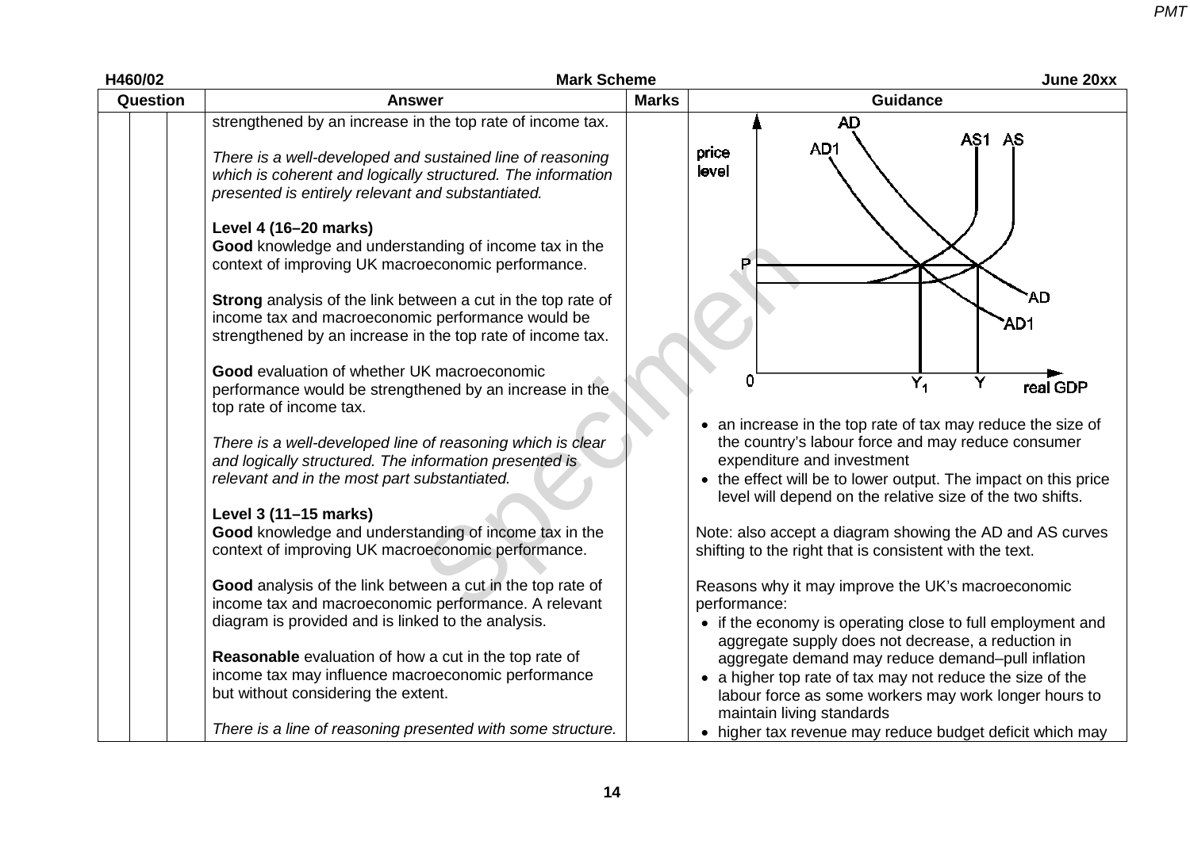| Question | | | Answer | Marks | Guidance |
|---|---|---|---|---|---|
| | | | strengthened by an increase in the top rate of income tax.<br><br>*There is a well-developed and sustained line of reasoning which is coherent and logically structured. The information presented is entirely relevant and substantiated.*<br><br>**Level 4 (16–20 marks)**<br>**Good** knowledge and understanding of income tax in the context of improving UK macroeconomic performance.<br><br>**Strong** analysis of the link between a cut in the top rate of income tax and macroeconomic performance would be strengthened by an increase in the top rate of income tax.<br><br>**Good** evaluation of whether UK macroeconomic performance would be strengthened by an increase in the top rate of income tax.<br><br>*There is a well-developed line of reasoning which is clear and logically structured. The information presented is relevant and in the most part substantiated.*<br><br>**Level 3 (11–15 marks)**<br>**Good** knowledge and understanding of income tax in the context of improving UK macroeconomic performance.<br><br>**Good** analysis of the link between a cut in the top rate of income tax and macroeconomic performance. A relevant diagram is provided and is linked to the analysis.<br><br>**Reasonable** evaluation of how a cut in the top rate of income tax may influence macroeconomic performance but without considering the extent.<br><br>*There is a line of reasoning presented with some structure.* | | [Diagram: price level vs real GDP showing AD, AD1, AS, AS1 curves; P, 0, $Y_1$, Y marked]<br><br>• an increase in the top rate of tax may reduce the size of the country's labour force and may reduce consumer expenditure and investment<br>• the effect will be to lower output. The impact on this price level will depend on the relative size of the two shifts.<br><br>Note: also accept a diagram showing the AD and AS curves shifting to the right that is consistent with the text.<br><br>Reasons why it may improve the UK's macroeconomic performance:<br>• if the economy is operating close to full employment and aggregate supply does not decrease, a reduction in aggregate demand may reduce demand–pull inflation<br>• a higher top rate of tax may not reduce the size of the labour force as some workers may work longer hours to maintain living standards<br>• higher tax revenue may reduce budget deficit which may |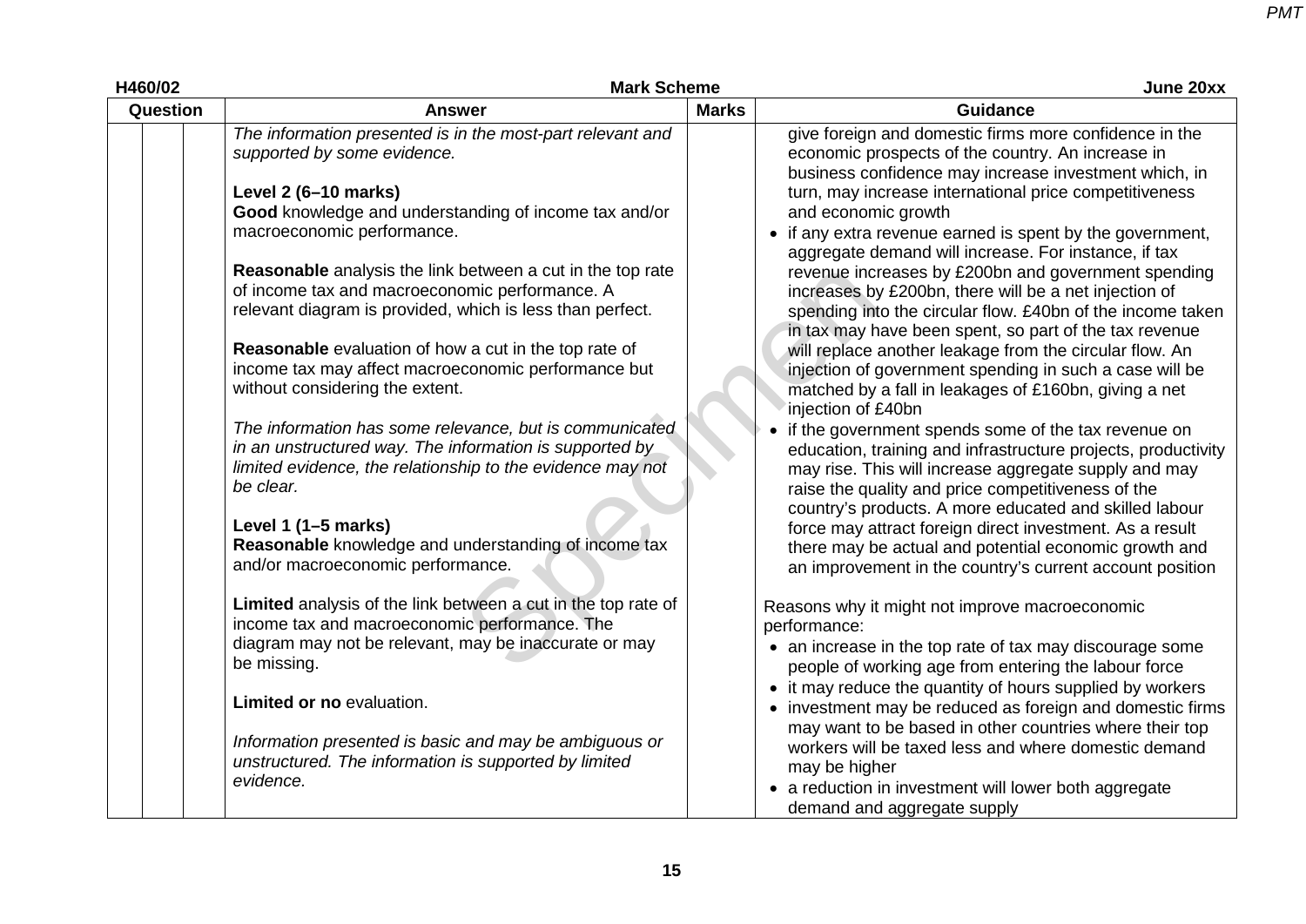| Question | | | Answer | Marks | Guidance |
|---|---|---|---|---|---|
| | | | *The information presented is in the most-part relevant and supported by some evidence.*<br><br>**Level 2 (6–10 marks)**<br>**Good** knowledge and understanding of income tax and/or macroeconomic performance.<br><br>**Reasonable** analysis the link between a cut in the top rate of income tax and macroeconomic performance. A relevant diagram is provided, which is less than perfect.<br><br>**Reasonable** evaluation of how a cut in the top rate of income tax may affect macroeconomic performance but without considering the extent.<br><br>*The information has some relevance, but is communicated in an unstructured way. The information is supported by limited evidence, the relationship to the evidence may not be clear.*<br><br>**Level 1 (1–5 marks)**<br>**Reasonable** knowledge and understanding of income tax and/or macroeconomic performance.<br><br>**Limited** analysis of the link between a cut in the top rate of income tax and macroeconomic performance. The diagram may not be relevant, may be inaccurate or may be missing.<br><br>**Limited or no** evaluation.<br><br>*Information presented is basic and may be ambiguous or unstructured. The information is supported by limited evidence.* | | give foreign and domestic firms more confidence in the economic prospects of the country. An increase in business confidence may increase investment which, in turn, may increase international price competitiveness and economic growth<br>• if any extra revenue earned is spent by the government, aggregate demand will increase. For instance, if tax revenue increases by £200bn and government spending increases by £200bn, there will be a net injection of spending into the circular flow. £40bn of the income taken in tax may have been spent, so part of the tax revenue will replace another leakage from the circular flow. An injection of government spending in such a case will be matched by a fall in leakages of £160bn, giving a net injection of £40bn<br>• if the government spends some of the tax revenue on education, training and infrastructure projects, productivity may rise. This will increase aggregate supply and may raise the quality and price competitiveness of the country's products. A more educated and skilled labour force may attract foreign direct investment. As a result there may be actual and potential economic growth and an improvement in the country's current account position<br><br>Reasons why it might not improve macroeconomic performance:<br>• an increase in the top rate of tax may discourage some people of working age from entering the labour force<br>• it may reduce the quantity of hours supplied by workers<br>• investment may be reduced as foreign and domestic firms may want to be based in other countries where their top workers will be taxed less and where domestic demand may be higher<br>• a reduction in investment will lower both aggregate demand and aggregate supply |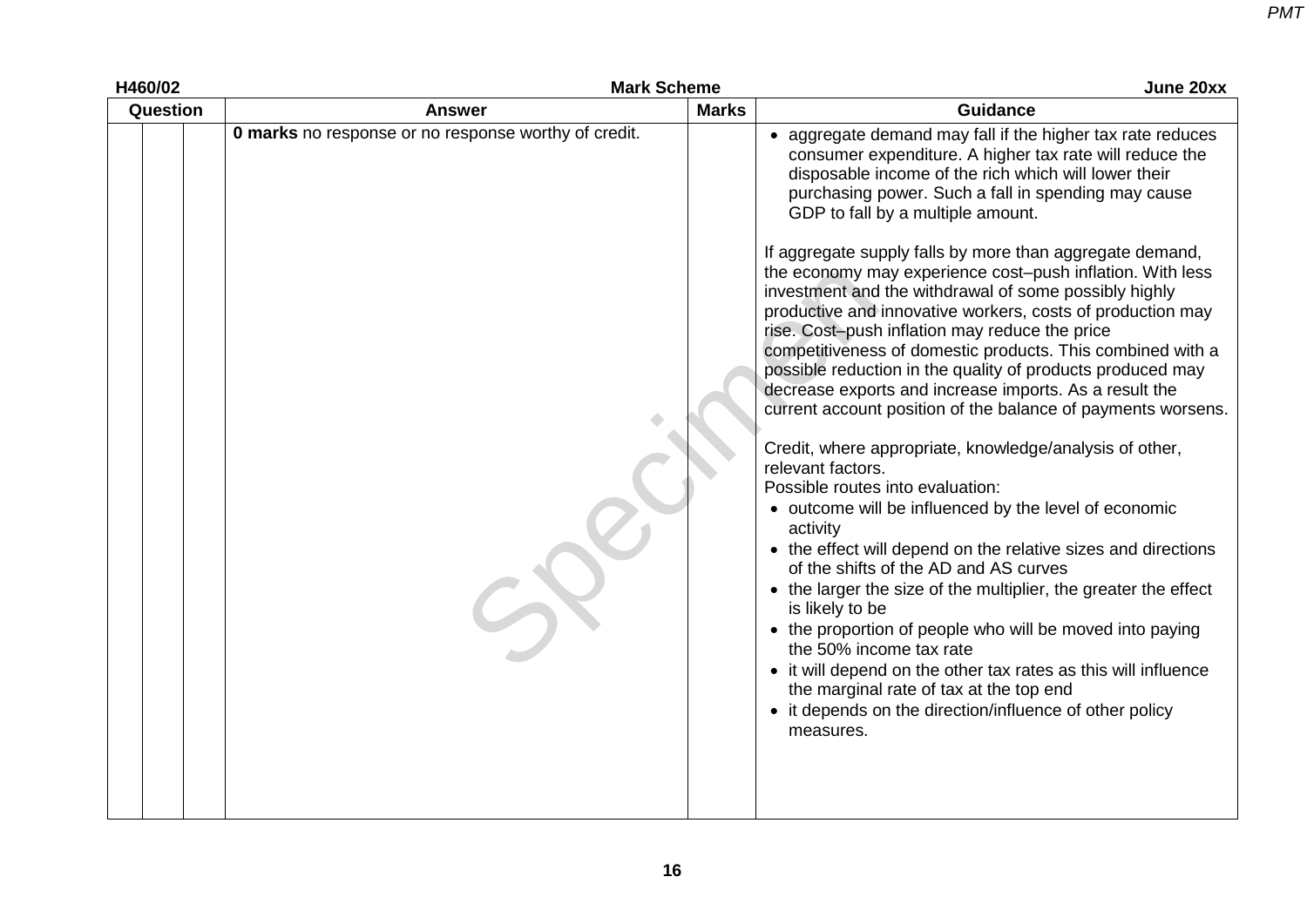| Question | | | Answer | Marks | Guidance |
|---|---|---|---|---|---|
| | | | **0 marks** no response or no response worthy of credit. | | • aggregate demand may fall if the higher tax rate reduces consumer expenditure. A higher tax rate will reduce the disposable income of the rich which will lower their purchasing power. Such a fall in spending may cause GDP to fall by a multiple amount.<br><br>If aggregate supply falls by more than aggregate demand, the economy may experience cost–push inflation. With less investment and the withdrawal of some possibly highly productive and innovative workers, costs of production may rise. Cost–push inflation may reduce the price competitiveness of domestic products. This combined with a possible reduction in the quality of products produced may decrease exports and increase imports. As a result the current account position of the balance of payments worsens.<br><br>Credit, where appropriate, knowledge/analysis of other, relevant factors.<br>Possible routes into evaluation:<br>• outcome will be influenced by the level of economic activity<br>• the effect will depend on the relative sizes and directions of the shifts of the AD and AS curves<br>• the larger the size of the multiplier, the greater the effect is likely to be<br>• the proportion of people who will be moved into paying the 50% income tax rate<br>• it will depend on the other tax rates as this will influence the marginal rate of tax at the top end<br>• it depends on the direction/influence of other policy measures. |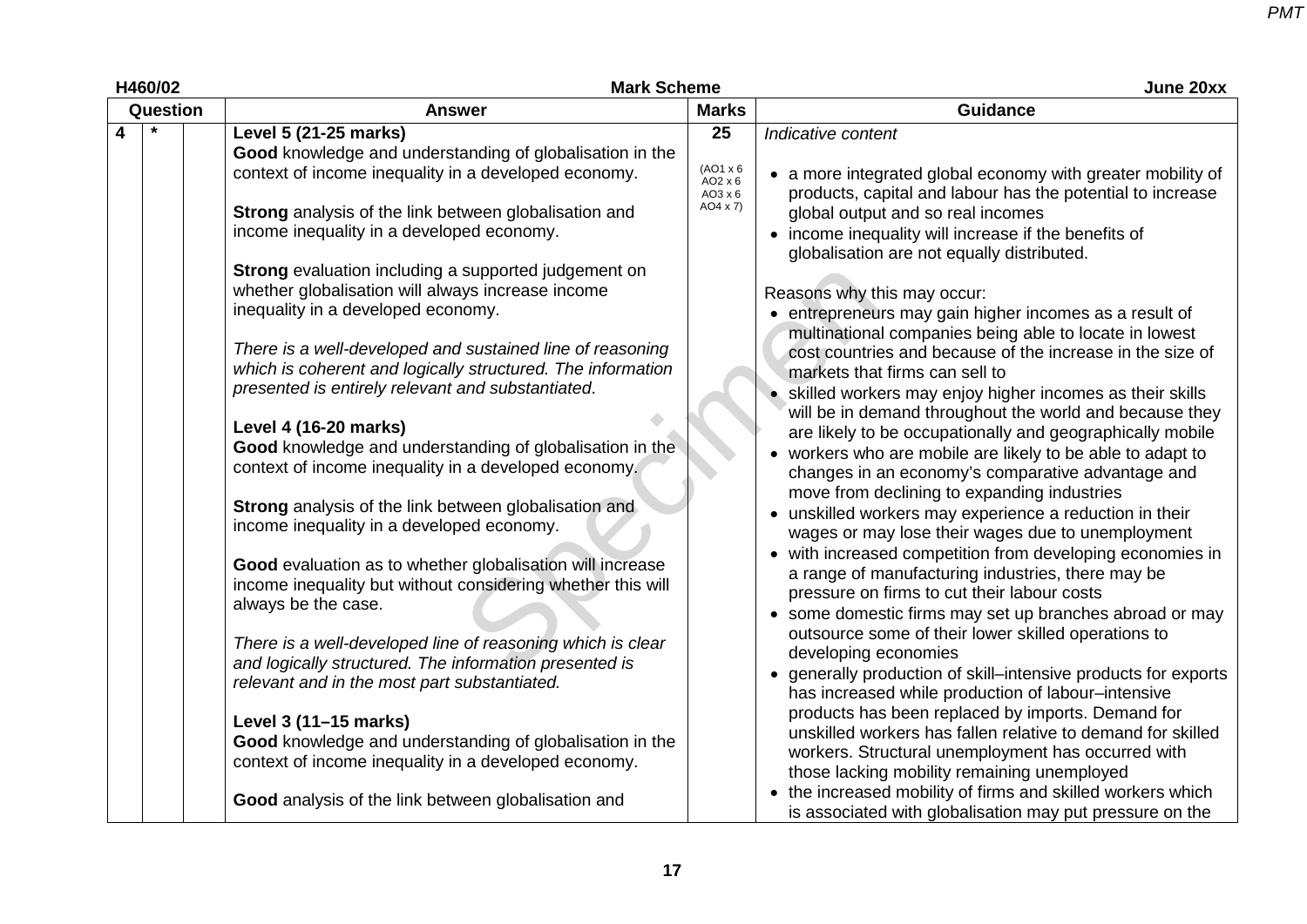| Question | | | Answer | Marks | Guidance |
|---|---|---|---|---|---|
| 4 | * | | **Level 5 (21-25 marks)**<br>**Good** knowledge and understanding of globalisation in the context of income inequality in a developed economy.<br><br>**Strong** analysis of the link between globalisation and income inequality in a developed economy.<br><br>**Strong** evaluation including a supported judgement on whether globalisation will always increase income inequality in a developed economy.<br><br>*There is a well-developed and sustained line of reasoning which is coherent and logically structured. The information presented is entirely relevant and substantiated.*<br><br>**Level 4 (16-20 marks)**<br>**Good** knowledge and understanding of globalisation in the context of income inequality in a developed economy.<br><br>**Strong** analysis of the link between globalisation and income inequality in a developed economy.<br><br>**Good** evaluation as to whether globalisation will increase income inequality but without considering whether this will always be the case.<br><br>*There is a well-developed line of reasoning which is clear and logically structured. The information presented is relevant and in the most part substantiated.*<br><br>**Level 3 (11–15 marks)**<br>**Good** knowledge and understanding of globalisation in the context of income inequality in a developed economy.<br><br>**Good** analysis of the link between globalisation and | 25<br><br>(AO1 x 6<br>AO2 x 6<br>AO3 x 6<br>AO4 x 7) | *Indicative content*<br><br>• a more integrated global economy with greater mobility of products, capital and labour has the potential to increase global output and so real incomes<br>• income inequality will increase if the benefits of globalisation are not equally distributed.<br><br>Reasons why this may occur:<br>• entrepreneurs may gain higher incomes as a result of multinational companies being able to locate in lowest cost countries and because of the increase in the size of markets that firms can sell to<br>• skilled workers may enjoy higher incomes as their skills will be in demand throughout the world and because they are likely to be occupationally and geographically mobile<br>• workers who are mobile are likely to be able to adapt to changes in an economy's comparative advantage and move from declining to expanding industries<br>• unskilled workers may experience a reduction in their wages or may lose their wages due to unemployment<br>• with increased competition from developing economies in a range of manufacturing industries, there may be pressure on firms to cut their labour costs<br>• some domestic firms may set up branches abroad or may outsource some of their lower skilled operations to developing economies<br>• generally production of skill–intensive products for exports has increased while production of labour–intensive products has been replaced by imports. Demand for unskilled workers has fallen relative to demand for skilled workers. Structural unemployment has occurred with those lacking mobility remaining unemployed<br>• the increased mobility of firms and skilled workers which is associated with globalisation may put pressure on the |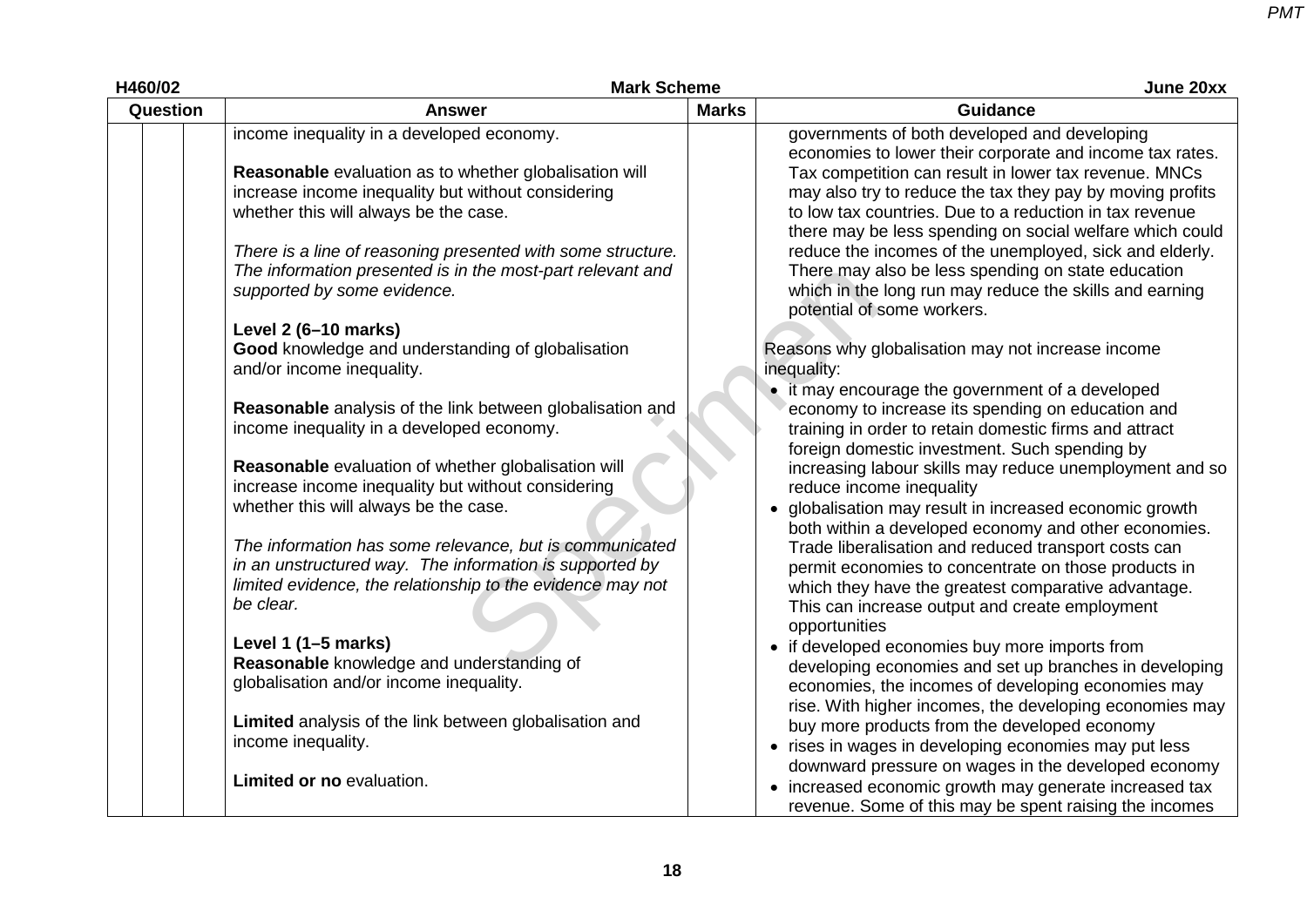| Question | | | Answer | Marks | Guidance |
|---|---|---|---|---|---|
| | | | income inequality in a developed economy.<br><br>**Reasonable** evaluation as to whether globalisation will increase income inequality but without considering whether this will always be the case.<br><br>*There is a line of reasoning presented with some structure. The information presented is in the most-part relevant and supported by some evidence.*<br><br>**Level 2 (6–10 marks)**<br>**Good** knowledge and understanding of globalisation and/or income inequality.<br><br>**Reasonable** analysis of the link between globalisation and income inequality in a developed economy.<br><br>**Reasonable** evaluation of whether globalisation will increase income inequality but without considering whether this will always be the case.<br><br>*The information has some relevance, but is communicated in an unstructured way. The information is supported by limited evidence, the relationship to the evidence may not be clear.*<br><br>**Level 1 (1–5 marks)**<br>**Reasonable** knowledge and understanding of globalisation and/or income inequality.<br><br>**Limited** analysis of the link between globalisation and income inequality.<br><br>**Limited or no** evaluation. | | governments of both developed and developing economies to lower their corporate and income tax rates. Tax competition can result in lower tax revenue. MNCs may also try to reduce the tax they pay by moving profits to low tax countries. Due to a reduction in tax revenue there may be less spending on social welfare which could reduce the incomes of the unemployed, sick and elderly. There may also be less spending on state education which in the long run may reduce the skills and earning potential of some workers.<br><br>Reasons why globalisation may not increase income inequality:<br>• it may encourage the government of a developed economy to increase its spending on education and training in order to retain domestic firms and attract foreign domestic investment. Such spending by increasing labour skills may reduce unemployment and so reduce income inequality<br>• globalisation may result in increased economic growth both within a developed economy and other economies. Trade liberalisation and reduced transport costs can permit economies to concentrate on those products in which they have the greatest comparative advantage. This can increase output and create employment opportunities<br>• if developed economies buy more imports from developing economies and set up branches in developing economies, the incomes of developing economies may rise. With higher incomes, the developing economies may buy more products from the developed economy<br>• rises in wages in developing economies may put less downward pressure on wages in the developed economy<br>• increased economic growth may generate increased tax revenue. Some of this may be spent raising the incomes |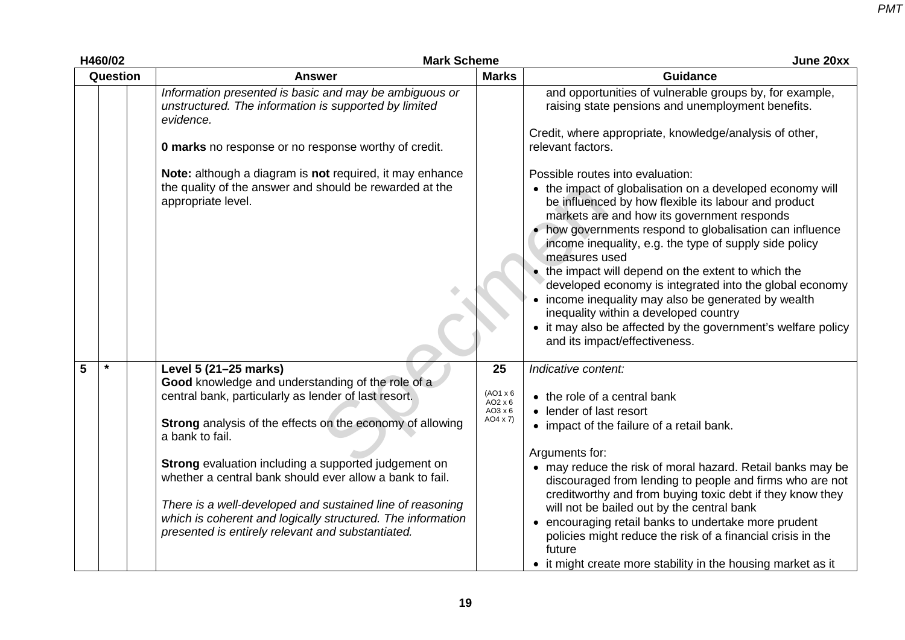| Question | | | Answer | Marks | Guidance |
|---|---|---|---|---|---|
| | | | *Information presented is basic and may be ambiguous or unstructured. The information is supported by limited evidence.*<br><br>**0 marks** no response or no response worthy of credit.<br><br>**Note:** although a diagram is **not** required, it may enhance the quality of the answer and should be rewarded at the appropriate level. | | and opportunities of vulnerable groups by, for example, raising state pensions and unemployment benefits.<br><br>Credit, where appropriate, knowledge/analysis of other, relevant factors.<br><br>Possible routes into evaluation:<br>• the impact of globalisation on a developed economy will be influenced by how flexible its labour and product markets are and how its government responds<br>• how governments respond to globalisation can influence income inequality, e.g. the type of supply side policy measures used<br>• the impact will depend on the extent to which the developed economy is integrated into the global economy<br>• income inequality may also be generated by wealth inequality within a developed country<br>• it may also be affected by the government's welfare policy and its impact/effectiveness. |
| 5 | * | | **Level 5 (21–25 marks)**<br>**Good** knowledge and understanding of the role of a central bank, particularly as lender of last resort.<br><br>**Strong** analysis of the effects on the economy of allowing a bank to fail.<br><br>**Strong** evaluation including a supported judgement on whether a central bank should ever allow a bank to fail.<br><br>*There is a well-developed and sustained line of reasoning which is coherent and logically structured. The information presented is entirely relevant and substantiated.* | **25**<br><br>(AO1 x 6<br>AO2 x 6<br>AO3 x 6<br>AO4 x 7) | *Indicative content:*<br><br>• the role of a central bank<br>• lender of last resort<br>• impact of the failure of a retail bank.<br><br>Arguments for:<br>• may reduce the risk of moral hazard. Retail banks may be discouraged from lending to people and firms who are not creditworthy and from buying toxic debt if they know they will not be bailed out by the central bank<br>• encouraging retail banks to undertake more prudent policies might reduce the risk of a financial crisis in the future<br>• it might create more stability in the housing market as it |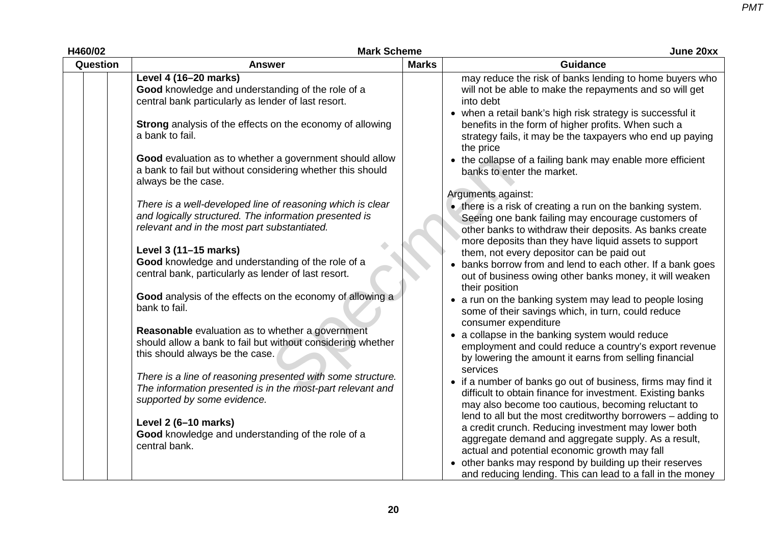| Question | | | Answer | Marks | Guidance |
|---|---|---|---|---|---|
| | | | **Level 4 (16–20 marks)**<br>**Good** knowledge and understanding of the role of a central bank particularly as lender of last resort.<br><br>**Strong** analysis of the effects on the economy of allowing a bank to fail.<br><br>**Good** evaluation as to whether a government should allow a bank to fail but without considering whether this should always be the case.<br><br>*There is a well-developed line of reasoning which is clear and logically structured. The information presented is relevant and in the most part substantiated.*<br><br>**Level 3 (11–15 marks)**<br>**Good** knowledge and understanding of the role of a central bank, particularly as lender of last resort.<br><br>**Good** analysis of the effects on the economy of allowing a bank to fail.<br><br>**Reasonable** evaluation as to whether a government should allow a bank to fail but without considering whether this should always be the case.<br><br>*There is a line of reasoning presented with some structure. The information presented is in the most-part relevant and supported by some evidence.*<br><br>**Level 2 (6–10 marks)**<br>**Good** knowledge and understanding of the role of a central bank. | | may reduce the risk of banks lending to home buyers who will not be able to make the repayments and so will get into debt<br>• when a retail bank's high risk strategy is successful it benefits in the form of higher profits. When such a strategy fails, it may be the taxpayers who end up paying the price<br>• the collapse of a failing bank may enable more efficient banks to enter the market.<br><br>Arguments against:<br>• there is a risk of creating a run on the banking system. Seeing one bank failing may encourage customers of other banks to withdraw their deposits. As banks create more deposits than they have liquid assets to support them, not every depositor can be paid out<br>• banks borrow from and lend to each other. If a bank goes out of business owing other banks money, it will weaken their position<br>• a run on the banking system may lead to people losing some of their savings which, in turn, could reduce consumer expenditure<br>• a collapse in the banking system would reduce employment and could reduce a country's export revenue by lowering the amount it earns from selling financial services<br>• if a number of banks go out of business, firms may find it difficult to obtain finance for investment. Existing banks may also become too cautious, becoming reluctant to lend to all but the most creditworthy borrowers – adding to a credit crunch. Reducing investment may lower both aggregate demand and aggregate supply. As a result, actual and potential economic growth may fall<br>• other banks may respond by building up their reserves and reducing lending. This can lead to a fall in the money |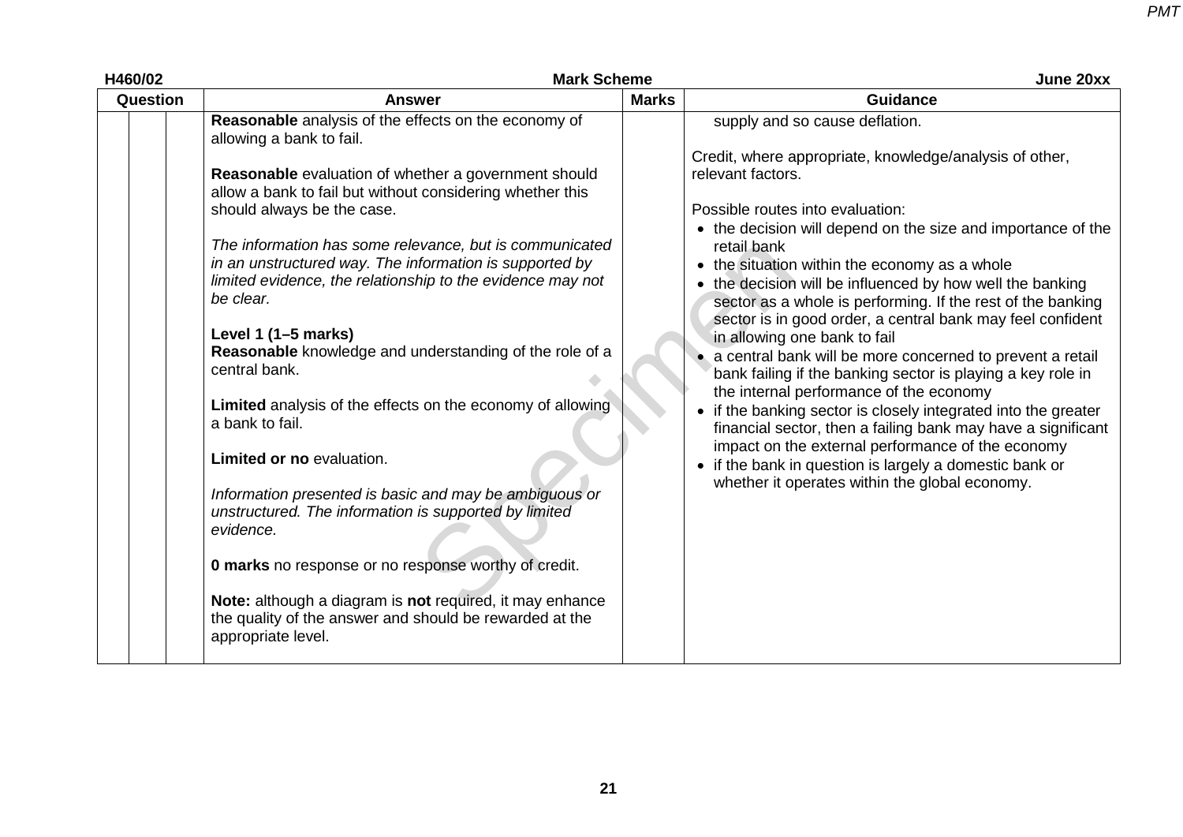| Question | | | Answer | Marks | Guidance |
|---|---|---|---|---|---|
| | | | **Reasonable** analysis of the effects on the economy of allowing a bank to fail.<br><br>**Reasonable** evaluation of whether a government should allow a bank to fail but without considering whether this should always be the case.<br><br>*The information has some relevance, but is communicated in an unstructured way. The information is supported by limited evidence, the relationship to the evidence may not be clear.*<br><br>**Level 1 (1–5 marks)**<br>**Reasonable** knowledge and understanding of the role of a central bank.<br><br>**Limited** analysis of the effects on the economy of allowing a bank to fail.<br><br>**Limited or no** evaluation.<br><br>*Information presented is basic and may be ambiguous or unstructured. The information is supported by limited evidence.*<br><br>**0 marks** no response or no response worthy of credit.<br><br>**Note:** although a diagram is **not** required, it may enhance the quality of the answer and should be rewarded at the appropriate level. | | supply and so cause deflation.<br><br>Credit, where appropriate, knowledge/analysis of other, relevant factors.<br><br>Possible routes into evaluation:<br>• the decision will depend on the size and importance of the retail bank<br>• the situation within the economy as a whole<br>• the decision will be influenced by how well the banking sector as a whole is performing. If the rest of the banking sector is in good order, a central bank may feel confident in allowing one bank to fail<br>• a central bank will be more concerned to prevent a retail bank failing if the banking sector is playing a key role in the internal performance of the economy<br>• if the banking sector is closely integrated into the greater financial sector, then a failing bank may have a significant impact on the external performance of the economy<br>• if the bank in question is largely a domestic bank or whether it operates within the global economy. |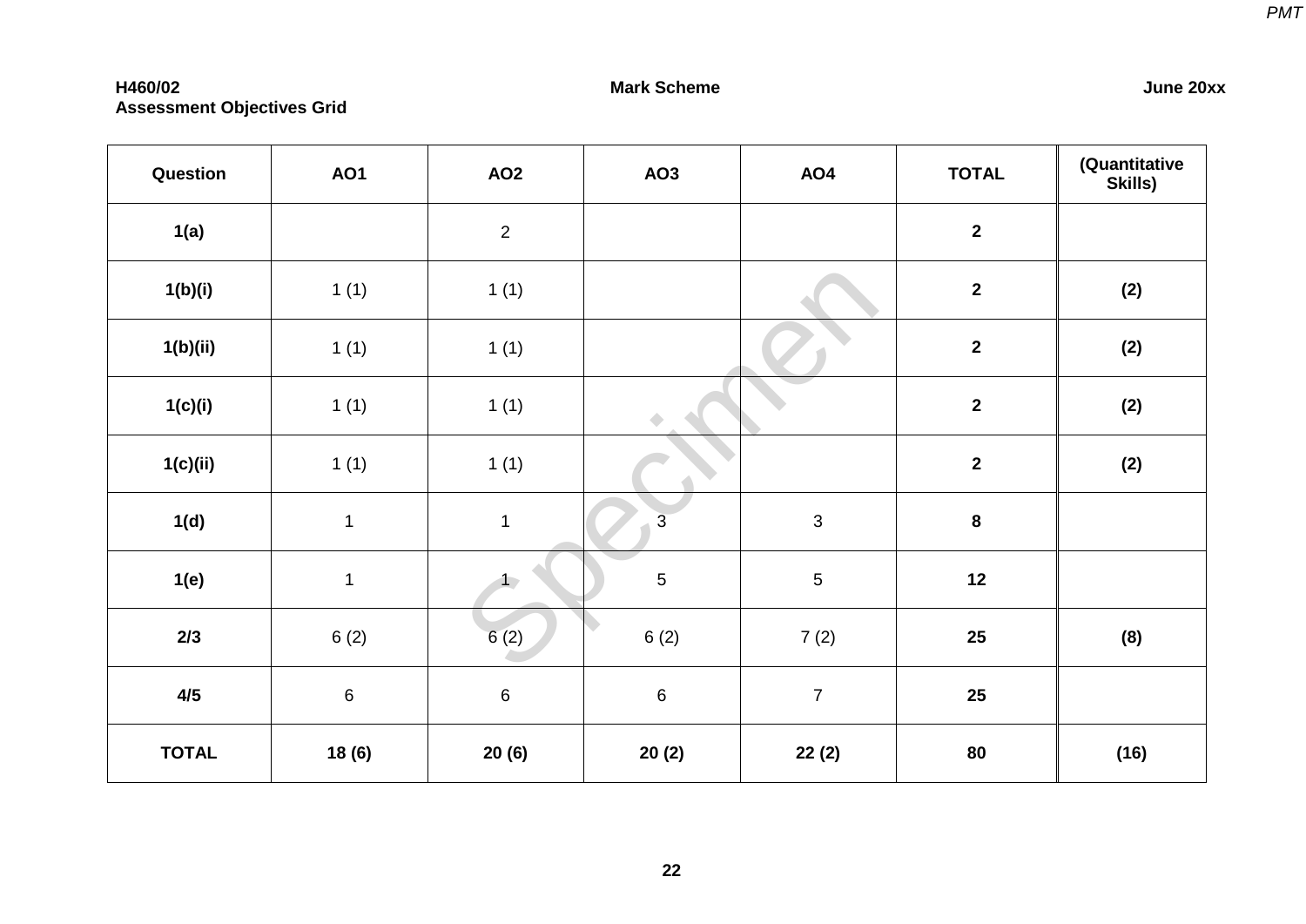## Assessment Objectives Grid

| Question | AO1 | AO2 | AO3 | AO4 | TOTAL | (Quantitative Skills) |
|---|---|---|---|---|---|---|
| **1(a)** | | 2 | | | **2** | |
| **1(b)(i)** | 1 (1) | 1 (1) | | | **2** | **(2)** |
| **1(b)(ii)** | 1 (1) | 1 (1) | | | **2** | **(2)** |
| **1(c)(i)** | 1 (1) | 1 (1) | | | **2** | **(2)** |
| **1(c)(ii)** | 1 (1) | 1 (1) | | | **2** | **(2)** |
| **1(d)** | 1 | 1 | 3 | 3 | **8** | |
| **1(e)** | 1 | 1 | 5 | 5 | **12** | |
| **2/3** | 6 (2) | 6 (2) | 6 (2) | 7 (2) | **25** | **(8)** |
| **4/5** | 6 | 6 | 6 | 7 | **25** | |
| **TOTAL** | **18 (6)** | **20 (6)** | **20 (2)** | **22 (2)** | **80** | **(16)** |